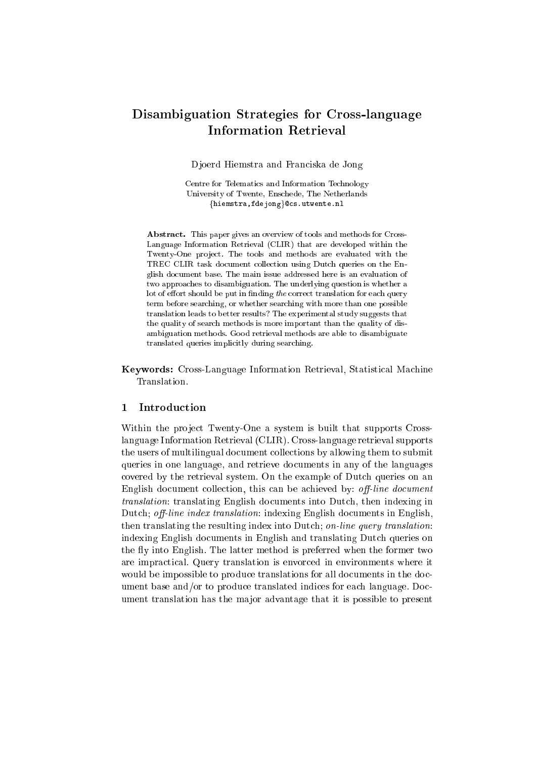# Disambiguation Strategies for Cross-language Information Retrieval

Djoerd Hiemstra and Franciska de Jong

Centre for Telematics and Information Technology
University of Twente, Enschede, The Netherlands
{hiemstra,fdejong}@cs.utwente.nl

**Abstract.** This paper gives an overview of tools and methods for Cross-Language Information Retrieval (CLIR) that are developed within the Twenty-One project. The tools and methods are evaluated with the TREC CLIR task document collection using Dutch queries on the English document base. The main issue addressed here is an evaluation of two approaches to disambiguation. The underlying question is whether a lot of effort should be put in finding *the* correct translation for each query term before searching, or whether searching with more than one possible translation leads to better results? The experimental study suggests that the quality of search methods is more important than the quality of disambiguation methods. Good retrieval methods are able to disambiguate translated queries implicitly during searching.

**Keywords:** Cross-Language Information Retrieval, Statistical Machine Translation.

## 1 Introduction

Within the project Twenty-One a system is built that supports Cross-language Information Retrieval (CLIR). Cross-language retrieval supports the users of multilingual document collections by allowing them to submit queries in one language, and retrieve documents in any of the languages covered by the retrieval system. On the example of Dutch queries on an English document collection, this can be achieved by: *off-line document translation*: translating English documents into Dutch, then indexing in Dutch; *off-line index translation*: indexing English documents in English, then translating the resulting index into Dutch; *on-line query translation*: indexing English documents in English and translating Dutch queries on the fly into English. The latter method is preferred when the former two are impractical. Query translation is envorced in environments where it would be impossible to produce translations for all documents in the document base and/or to produce translated indices for each language. Document translation has the major advantage that it is possible to present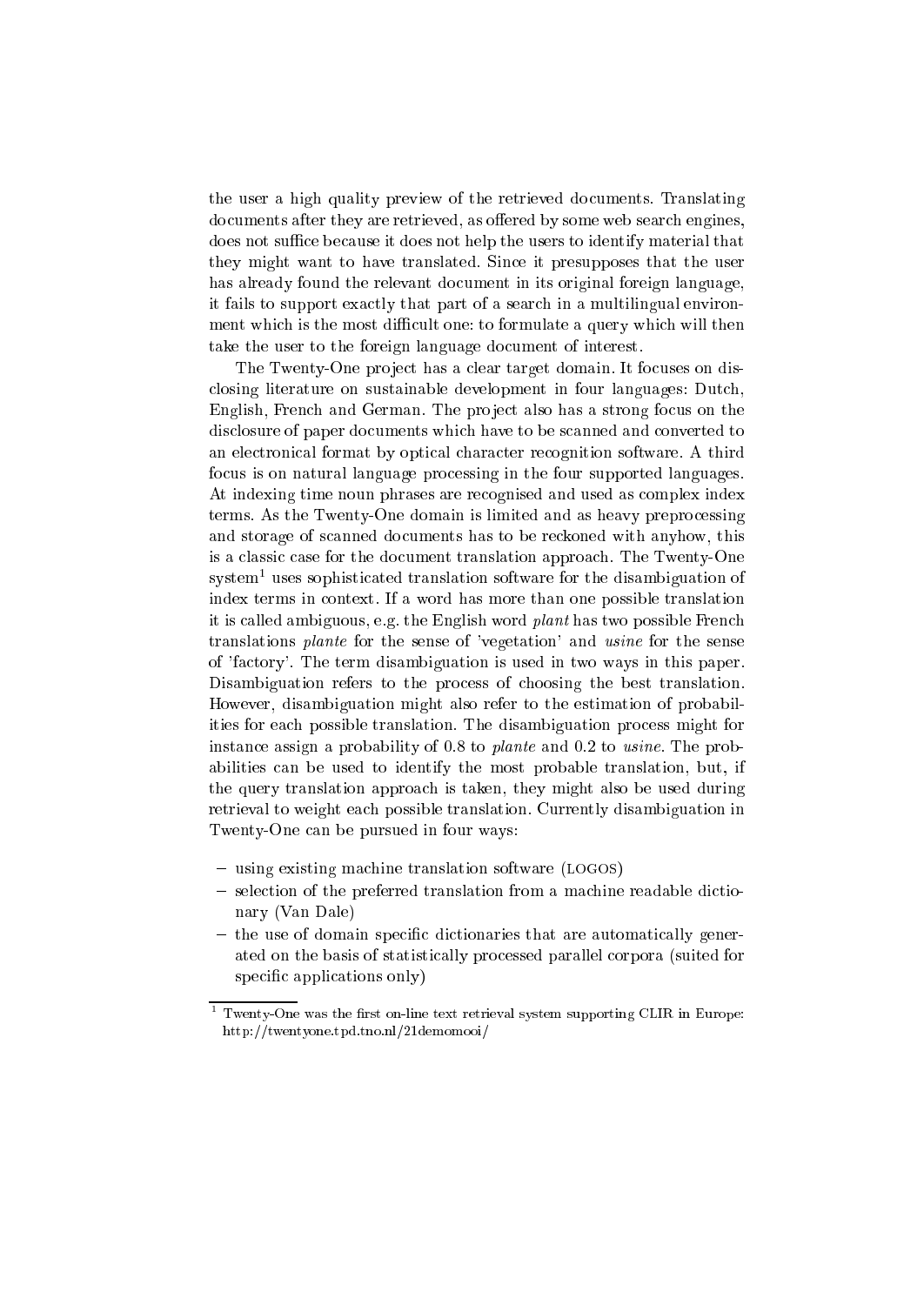the user a high quality preview of the retrieved documents. Translating documents after they are retrieved, as offered by some web search engines, does not suffice because it does not help the users to identify material that they might want to have translated. Since it presupposes that the user has already found the relevant document in its original foreign language, it fails to support exactly that part of a search in a multilingual environment which is the most difficult one: to formulate a query which will then take the user to the foreign language document of interest.

The Twenty-One project has a clear target domain. It focuses on disclosing literature on sustainable development in four languages: Dutch, English, French and German. The project also has a strong focus on the disclosure of paper documents which have to be scanned and converted to an electronical format by optical character recognition software. A third focus is on natural language processing in the four supported languages. At indexing time noun phrases are recognised and used as complex index terms. As the Twenty-One domain is limited and as heavy preprocessing and storage of scanned documents has to be reckoned with anyhow, this is a classic case for the document translation approach. The Twenty-One system[1] uses sophisticated translation software for the disambiguation of index terms in context. If a word has more than one possible translation it is called ambiguous, e.g. the English word *plant* has two possible French translations *plante* for the sense of 'vegetation' and *usine* for the sense of 'factory'. The term disambiguation is used in two ways in this paper. Disambiguation refers to the process of choosing the best translation. However, disambiguation might also refer to the estimation of probabilities for each possible translation. The disambiguation process might for instance assign a probability of 0.8 to *plante* and 0.2 to *usine*. The probabilities can be used to identify the most probable translation, but, if the query translation approach is taken, they might also be used during retrieval to weight each possible translation. Currently disambiguation in Twenty-One can be pursued in four ways:

- using existing machine translation software (LOGOS)
- selection of the preferred translation from a machine readable dictionary (Van Dale)
- the use of domain specific dictionaries that are automatically generated on the basis of statistically processed parallel corpora (suited for specific applications only)

[1] Twenty-One was the first on-line text retrieval system supporting CLIR in Europe: http://twentyone.tpd.tno.nl/21demomooi/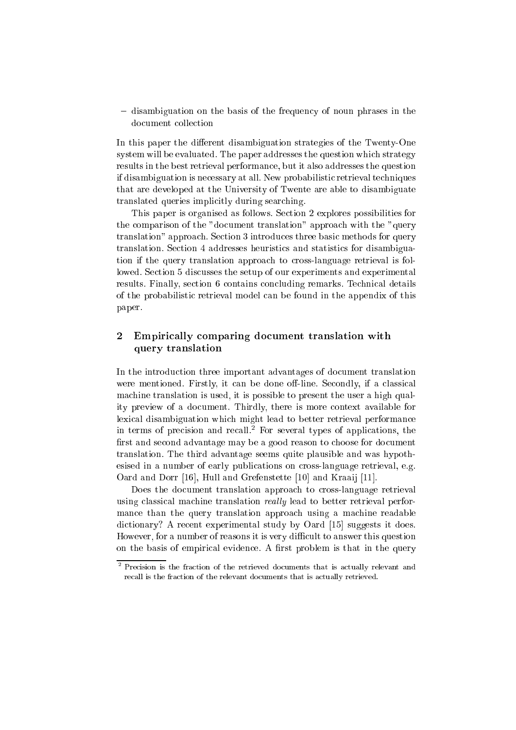- disambiguation on the basis of the frequency of noun phrases in the document collection

In this paper the different disambiguation strategies of the Twenty-One system will be evaluated. The paper addresses the question which strategy results in the best retrieval performance, but it also addresses the question if disambiguation is necessary at all. New probabilistic retrieval techniques that are developed at the University of Twente are able to disambiguate translated queries implicitly during searching.

This paper is organised as follows. Section 2 explores possibilities for the comparison of the "document translation" approach with the "query translation" approach. Section 3 introduces three basic methods for query translation. Section 4 addresses heuristics and statistics for disambiguation if the query translation approach to cross-language retrieval is followed. Section 5 discusses the setup of our experiments and experimental results. Finally, section 6 contains concluding remarks. Technical details of the probabilistic retrieval model can be found in the appendix of this paper.

## 2 Empirically comparing document translation with query translation

In the introduction three important advantages of document translation were mentioned. Firstly, it can be done off-line. Secondly, if a classical machine translation is used, it is possible to present the user a high quality preview of a document. Thirdly, there is more context available for lexical disambiguation which might lead to better retrieval performance in terms of precision and recall.[2] For several types of applications, the first and second advantage may be a good reason to choose for document translation. The third advantage seems quite plausible and was hypothesised in a number of early publications on cross-language retrieval, e.g. Oard and Dorr [16], Hull and Grefenstette [10] and Kraaij [11].

Does the document translation approach to cross-language retrieval using classical machine translation *really* lead to better retrieval performance than the query translation approach using a machine readable dictionary? A recent experimental study by Oard [15] suggests it does. However, for a number of reasons it is very difficult to answer this question on the basis of empirical evidence. A first problem is that in the query

[2] Precision is the fraction of the retrieved documents that is actually relevant and recall is the fraction of the relevant documents that is actually retrieved.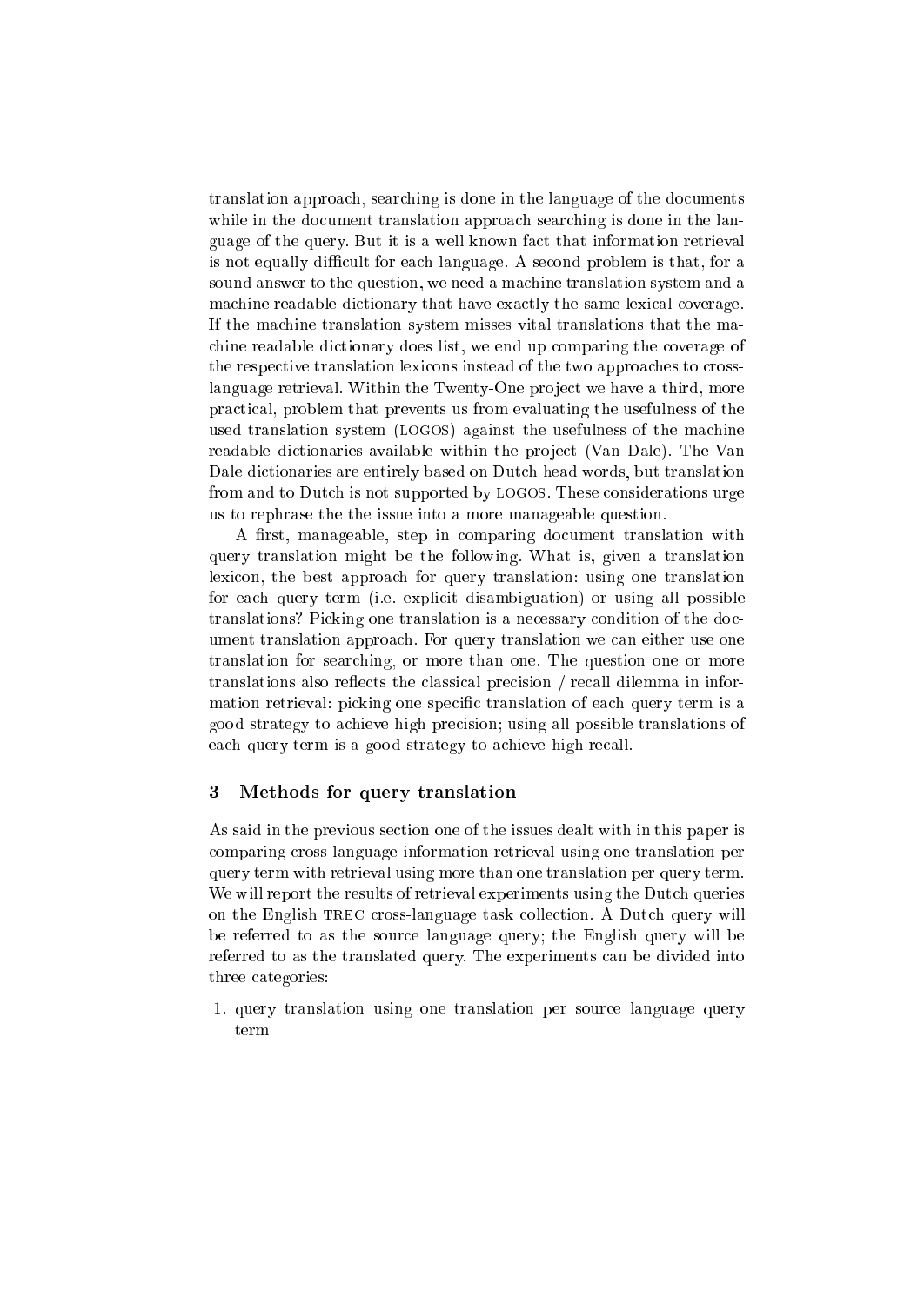translation approach, searching is done in the language of the documents while in the document translation approach searching is done in the language of the query. But it is a well known fact that information retrieval is not equally difficult for each language. A second problem is that, for a sound answer to the question, we need a machine translation system and a machine readable dictionary that have exactly the same lexical coverage. If the machine translation system misses vital translations that the machine readable dictionary does list, we end up comparing the coverage of the respective translation lexicons instead of the two approaches to cross-language retrieval. Within the Twenty-One project we have a third, more practical, problem that prevents us from evaluating the usefulness of the used translation system (LOGOS) against the usefulness of the machine readable dictionaries available within the project (Van Dale). The Van Dale dictionaries are entirely based on Dutch head words, but translation from and to Dutch is not supported by LOGOS. These considerations urge us to rephrase the the issue into a more manageable question.

A first, manageable, step in comparing document translation with query translation might be the following. What is, given a translation lexicon, the best approach for query translation: using one translation for each query term (i.e. explicit disambiguation) or using all possible translations? Picking one translation is a necessary condition of the document translation approach. For query translation we can either use one translation for searching, or more than one. The question one or more translations also reflects the classical precision / recall dilemma in information retrieval: picking one specific translation of each query term is a good strategy to achieve high precision; using all possible translations of each query term is a good strategy to achieve high recall.

## 3 Methods for query translation

As said in the previous section one of the issues dealt with in this paper is comparing cross-language information retrieval using one translation per query term with retrieval using more than one translation per query term. We will report the results of retrieval experiments using the Dutch queries on the English TREC cross-language task collection. A Dutch query will be referred to as the source language query; the English query will be referred to as the translated query. The experiments can be divided into three categories:

1. query translation using one translation per source language query term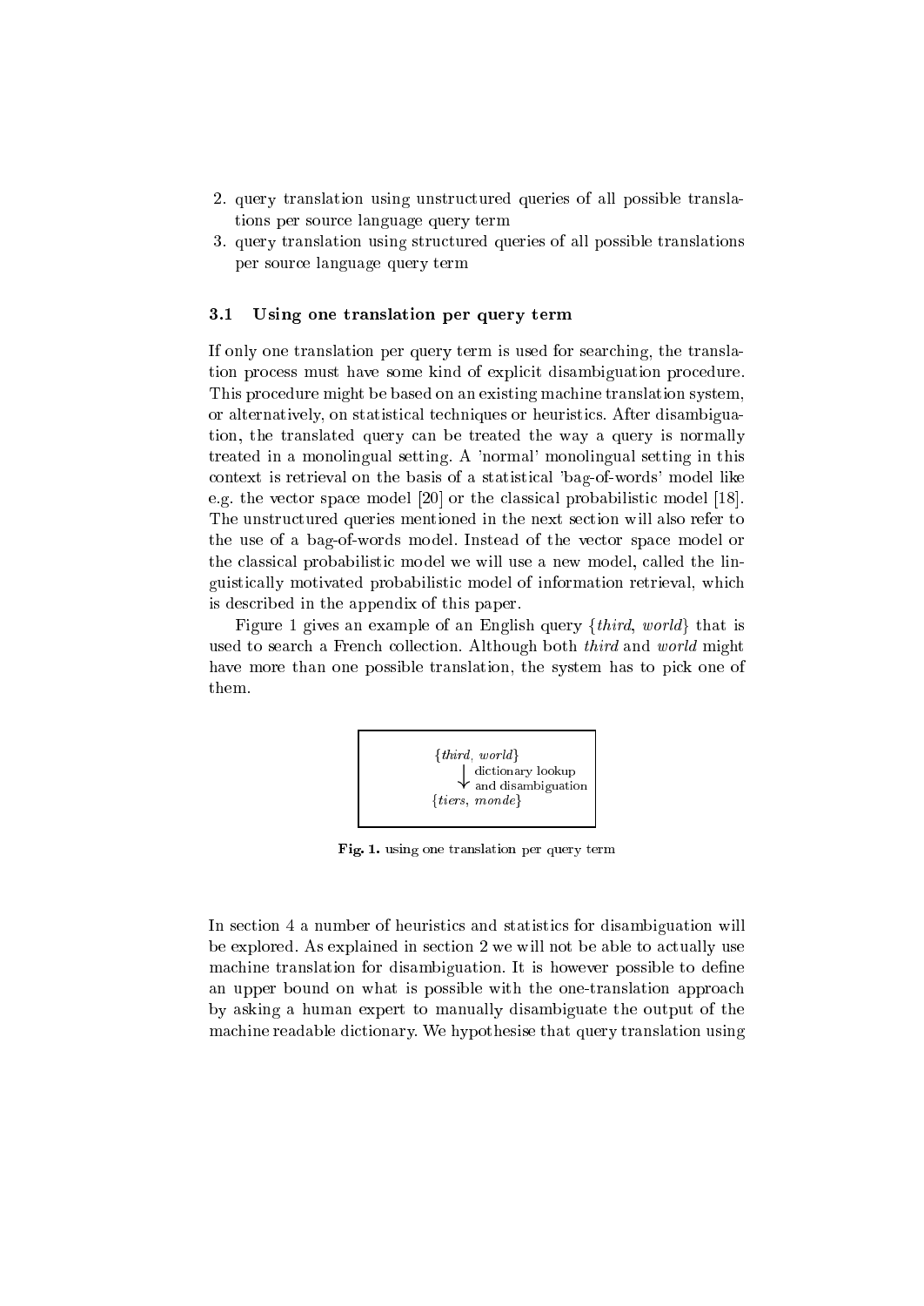2. query translation using unstructured queries of all possible translations per source language query term
3. query translation using structured queries of all possible translations per source language query term

### 3.1 Using one translation per query term

If only one translation per query term is used for searching, the translation process must have some kind of explicit disambiguation procedure. This procedure might be based on an existing machine translation system, or alternatively, on statistical techniques or heuristics. After disambiguation, the translated query can be treated the way a query is normally treated in a monolingual setting. A 'normal' monolingual setting in this context is retrieval on the basis of a statistical 'bag-of-words' model like e.g. the vector space model [20] or the classical probabilistic model [18]. The unstructured queries mentioned in the next section will also refer to the use of a bag-of-words model. Instead of the vector space model or the classical probabilistic model we will use a new model, called the linguistically motivated probabilistic model of information retrieval, which is described in the appendix of this paper.

Figure 1 gives an example of an English query {*third*, *world*} that is used to search a French collection. Although both *third* and *world* might have more than one possible translation, the system has to pick one of them.

```
{third, world}
   |  dictionary lookup
   v  and disambiguation
{tiers, monde}
```

**Fig. 1.** using one translation per query term

In section 4 a number of heuristics and statistics for disambiguation will be explored. As explained in section 2 we will not be able to actually use machine translation for disambiguation. It is however possible to define an upper bound on what is possible with the one-translation approach by asking a human expert to manually disambiguate the output of the machine readable dictionary. We hypothesise that query translation using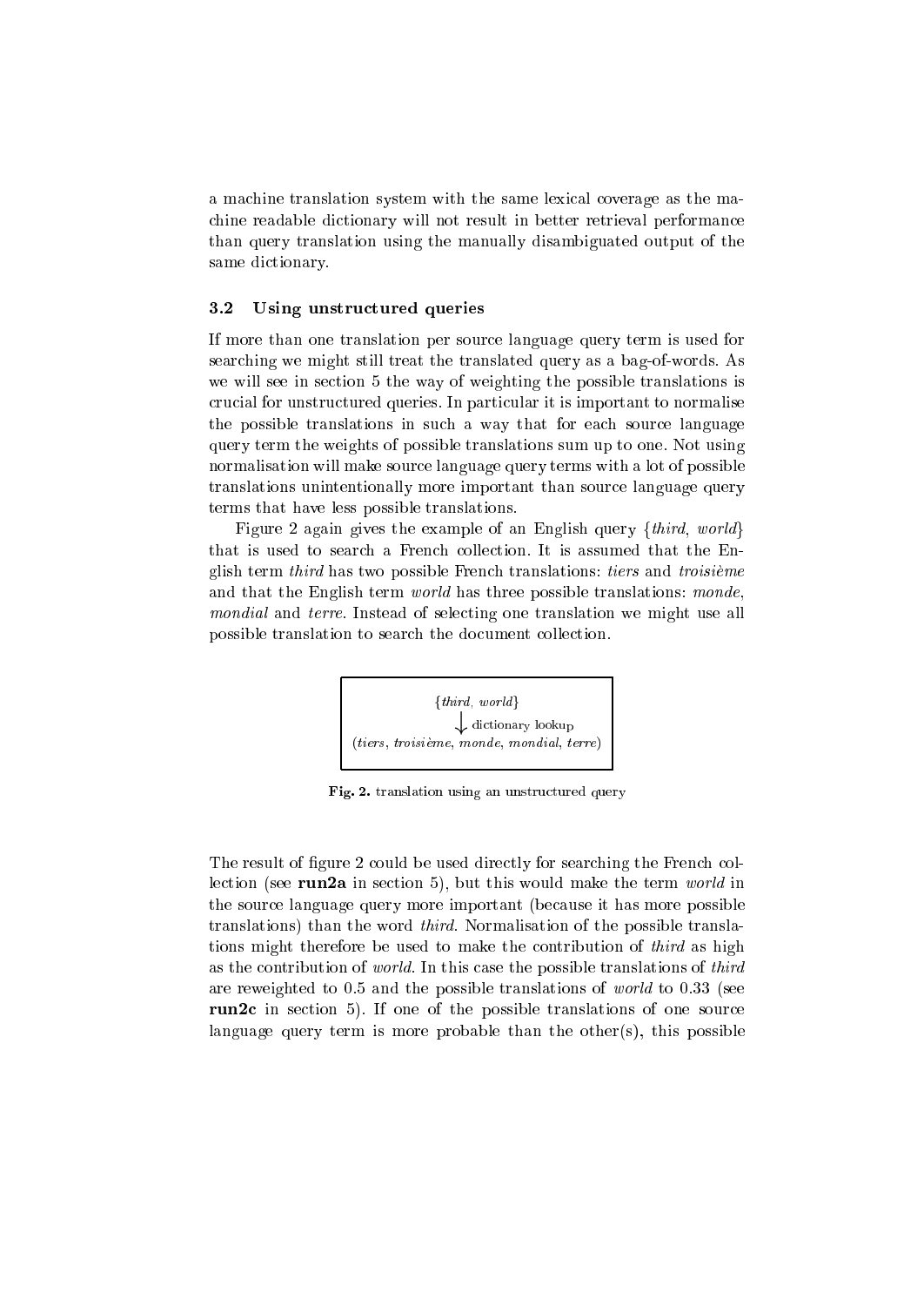a machine translation system with the same lexical coverage as the machine readable dictionary will not result in better retrieval performance than query translation using the manually disambiguated output of the same dictionary.

### 3.2 Using unstructured queries

If more than one translation per source language query term is used for searching we might still treat the translated query as a bag-of-words. As we will see in section 5 the way of weighting the possible translations is crucial for unstructured queries. In particular it is important to normalise the possible translations in such a way that for each source language query term the weights of possible translations sum up to one. Not using normalisation will make source language query terms with a lot of possible translations unintentionally more important than source language query terms that have less possible translations.

Figure 2 again gives the example of an English query {*third*, *world*} that is used to search a French collection. It is assumed that the English term *third* has two possible French translations: *tiers* and *troisième* and that the English term *world* has three possible translations: *monde*, *mondial* and *terre*. Instead of selecting one translation we might use all possible translation to search the document collection.

```
            {third, world}
                  ↓ dictionary lookup
(tiers, troisième, monde, mondial, terre)
```

**Fig. 2.** translation using an unstructured query

The result of figure 2 could be used directly for searching the French collection (see **run2a** in section 5), but this would make the term *world* in the source language query more important (because it has more possible translations) than the word *third*. Normalisation of the possible translations might therefore be used to make the contribution of *third* as high as the contribution of *world*. In this case the possible translations of *third* are reweighted to 0.5 and the possible translations of *world* to 0.33 (see **run2c** in section 5). If one of the possible translations of one source language query term is more probable than the other(s), this possible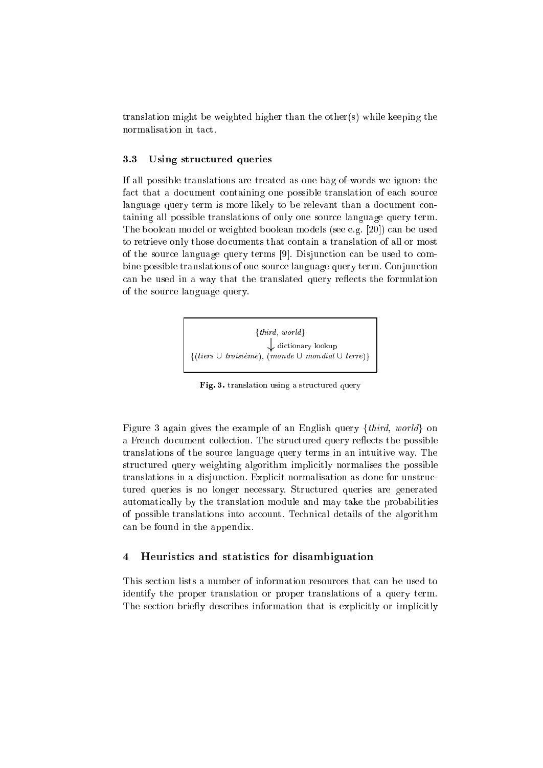translation might be weighted higher than the other(s) while keeping the normalisation in tact.

### 3.3 Using structured queries

If all possible translations are treated as one bag-of-words we ignore the fact that a document containing one possible translation of each source language query term is more likely to be relevant than a document containing all possible translations of only one source language query term. The boolean model or weighted boolean models (see e.g. [20]) can be used to retrieve only those documents that contain a translation of all or most of the source language query terms [9]. Disjunction can be used to combine possible translations of one source language query term. Conjunction can be used in a way that the translated query reflects the formulation of the source language query.

$$\{\textit{third}, \textit{world}\}$$

$$\downarrow \text{ dictionary lookup}$$

$$\{(\textit{tiers} \cup \textit{troisième}), (\textit{monde} \cup \textit{mondial} \cup \textit{terre})\}$$

**Fig. 3.** translation using a structured query

Figure 3 again gives the example of an English query $\{\textit{third}, \textit{world}\}$ on a French document collection. The structured query reflects the possible translations of the source language query terms in an intuitive way. The structured query weighting algorithm implicitly normalises the possible translations in a disjunction. Explicit normalisation as done for unstructured queries is no longer necessary. Structured queries are generated automatically by the translation module and may take the probabilities of possible translations into account. Technical details of the algorithm can be found in the appendix.

## 4 Heuristics and statistics for disambiguation

This section lists a number of information resources that can be used to identify the proper translation or proper translations of a query term. The section briefly describes information that is explicitly or implicitly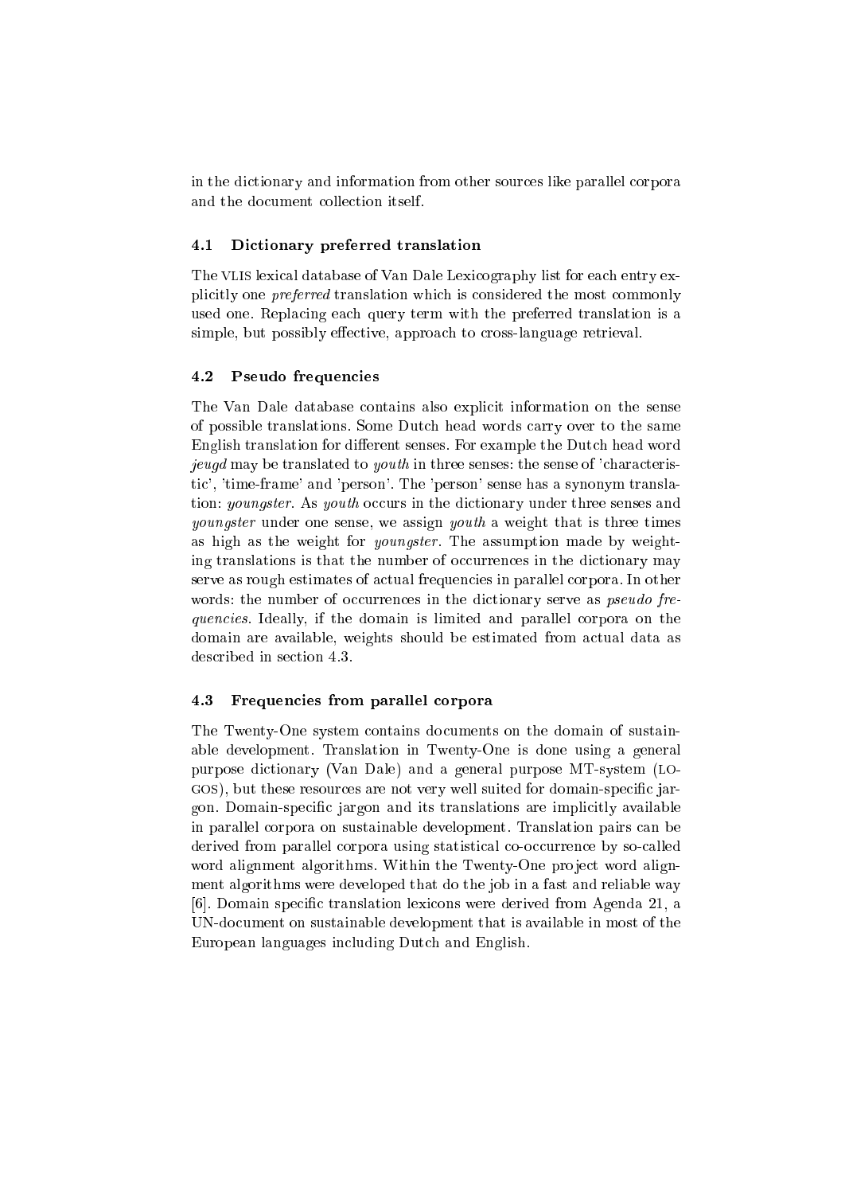in the dictionary and information from other sources like parallel corpora and the document collection itself.

### 4.1 Dictionary preferred translation

The VLIS lexical database of Van Dale Lexicography list for each entry explicitly one *preferred* translation which is considered the most commonly used one. Replacing each query term with the preferred translation is a simple, but possibly effective, approach to cross-language retrieval.

### 4.2 Pseudo frequencies

The Van Dale database contains also explicit information on the sense of possible translations. Some Dutch head words carry over to the same English translation for different senses. For example the Dutch head word *jeugd* may be translated to *youth* in three senses: the sense of 'characteristic', 'time-frame' and 'person'. The 'person' sense has a synonym translation: *youngster*. As *youth* occurs in the dictionary under three senses and *youngster* under one sense, we assign *youth* a weight that is three times as high as the weight for *youngster*. The assumption made by weighting translations is that the number of occurrences in the dictionary may serve as rough estimates of actual frequencies in parallel corpora. In other words: the number of occurrences in the dictionary serve as *pseudo frequencies*. Ideally, if the domain is limited and parallel corpora on the domain are available, weights should be estimated from actual data as described in section 4.3.

### 4.3 Frequencies from parallel corpora

The Twenty-One system contains documents on the domain of sustainable development. Translation in Twenty-One is done using a general purpose dictionary (Van Dale) and a general purpose MT-system (LOGOS), but these resources are not very well suited for domain-specific jargon. Domain-specific jargon and its translations are implicitly available in parallel corpora on sustainable development. Translation pairs can be derived from parallel corpora using statistical co-occurrence by so-called word alignment algorithms. Within the Twenty-One project word alignment algorithms were developed that do the job in a fast and reliable way [6]. Domain specific translation lexicons were derived from Agenda 21, a UN-document on sustainable development that is available in most of the European languages including Dutch and English.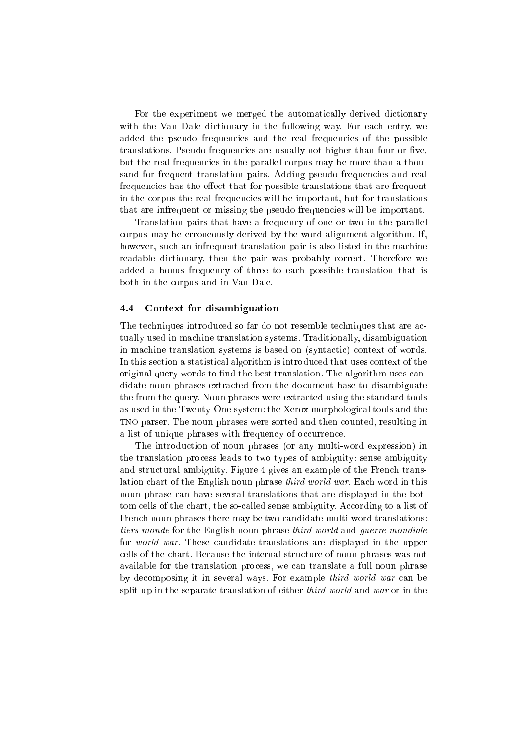For the experiment we merged the automatically derived dictionary with the Van Dale dictionary in the following way. For each entry, we added the pseudo frequencies and the real frequencies of the possible translations. Pseudo frequencies are usually not higher than four or five, but the real frequencies in the parallel corpus may be more than a thousand for frequent translation pairs. Adding pseudo frequencies and real frequencies has the effect that for possible translations that are frequent in the corpus the real frequencies will be important, but for translations that are infrequent or missing the pseudo frequencies will be important.

Translation pairs that have a frequency of one or two in the parallel corpus may-be erroneously derived by the word alignment algorithm. If, however, such an infrequent translation pair is also listed in the machine readable dictionary, then the pair was probably correct. Therefore we added a bonus frequency of three to each possible translation that is both in the corpus and in Van Dale.

### 4.4 Context for disambiguation

The techniques introduced so far do not resemble techniques that are actually used in machine translation systems. Traditionally, disambiguation in machine translation systems is based on (syntactic) context of words. In this section a statistical algorithm is introduced that uses context of the original query words to find the best translation. The algorithm uses candidate noun phrases extracted from the document base to disambiguate the from the query. Noun phrases were extracted using the standard tools as used in the Twenty-One system: the Xerox morphological tools and the TNO parser. The noun phrases were sorted and then counted, resulting in a list of unique phrases with frequency of occurrence.

The introduction of noun phrases (or any multi-word expression) in the translation process leads to two types of ambiguity: sense ambiguity and structural ambiguity. Figure 4 gives an example of the French translation chart of the English noun phrase *third world war*. Each word in this noun phrase can have several translations that are displayed in the bottom cells of the chart, the so-called sense ambiguity. According to a list of French noun phrases there may be two candidate multi-word translations: *tiers monde* for the English noun phrase *third world* and *guerre mondiale* for *world war*. These candidate translations are displayed in the upper cells of the chart. Because the internal structure of noun phrases was not available for the translation process, we can translate a full noun phrase by decomposing it in several ways. For example *third world war* can be split up in the separate translation of either *third world* and *war* or in the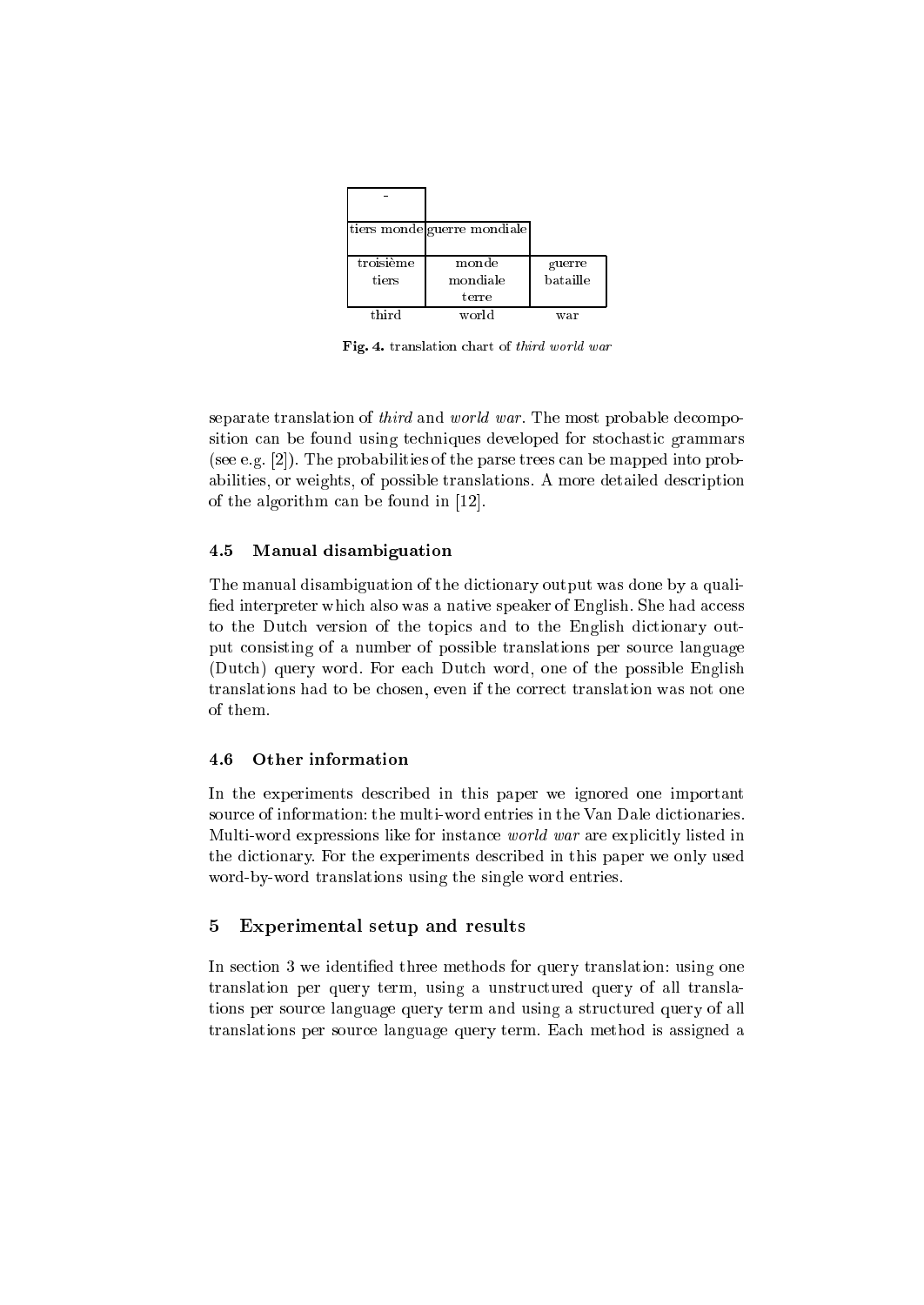|  |  |  |
|---|---|---|
| - |  |  |
| tiers monde | guerre mondiale |  |
| troisième<br>tiers | monde<br>mondiale<br>terre | guerre<br>bataille |
| third | world | war |

**Fig. 4.** translation chart of *third world war*

separate translation of *third* and *world war*. The most probable decomposition can be found using techniques developed for stochastic grammars (see e.g. [2]). The probabilities of the parse trees can be mapped into probabilities, or weights, of possible translations. A more detailed description of the algorithm can be found in [12].

### 4.5 Manual disambiguation

The manual disambiguation of the dictionary output was done by a qualified interpreter which also was a native speaker of English. She had access to the Dutch version of the topics and to the English dictionary output consisting of a number of possible translations per source language (Dutch) query word. For each Dutch word, one of the possible English translations had to be chosen, even if the correct translation was not one of them.

### 4.6 Other information

In the experiments described in this paper we ignored one important source of information: the multi-word entries in the Van Dale dictionaries. Multi-word expressions like for instance *world war* are explicitly listed in the dictionary. For the experiments described in this paper we only used word-by-word translations using the single word entries.

## 5 Experimental setup and results

In section 3 we identified three methods for query translation: using one translation per query term, using a unstructured query of all translations per source language query term and using a structured query of all translations per source language query term. Each method is assigned a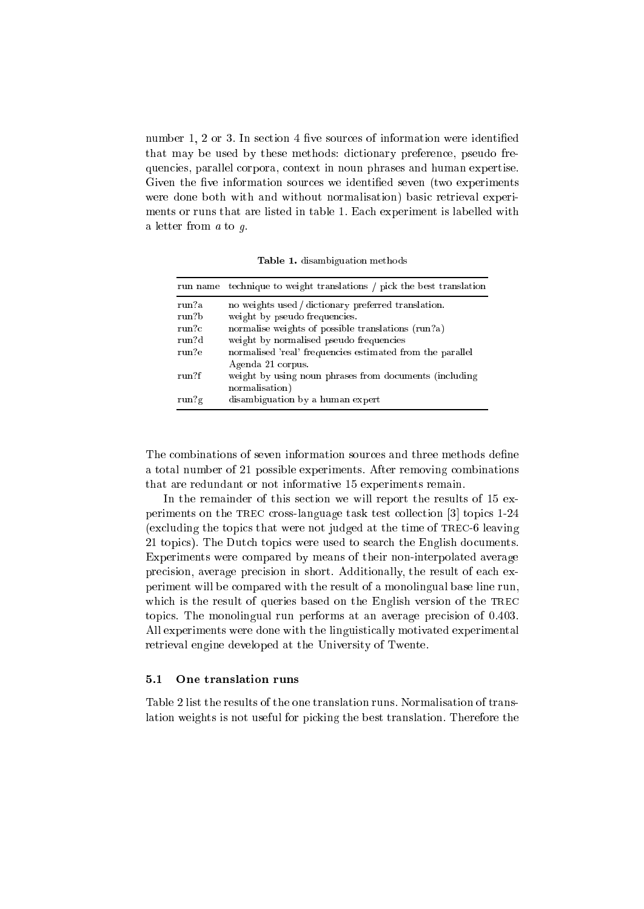number 1, 2 or 3. In section 4 five sources of information were identified that may be used by these methods: dictionary preference, pseudo frequencies, parallel corpora, context in noun phrases and human expertise. Given the five information sources we identified seven (two experiments were done both with and without normalisation) basic retrieval experiments or runs that are listed in table 1. Each experiment is labelled with a letter from *a* to *g*.

**Table 1.** disambiguation methods

| run name | technique to weight translations / pick the best translation |
|---|---|
| run?a | no weights used / dictionary preferred translation. |
| run?b | weight by pseudo frequencies. |
| run?c | normalise weights of possible translations (run?a) |
| run?d | weight by normalised pseudo frequencies |
| run?e | normalised 'real' frequencies estimated from the parallel Agenda 21 corpus. |
| run?f | weight by using noun phrases from documents (including normalisation) |
| run?g | disambiguation by a human expert |

The combinations of seven information sources and three methods define a total number of 21 possible experiments. After removing combinations that are redundant or not informative 15 experiments remain.

In the remainder of this section we will report the results of 15 experiments on the TREC cross-language task test collection [3] topics 1-24 (excluding the topics that were not judged at the time of TREC-6 leaving 21 topics). The Dutch topics were used to search the English documents. Experiments were compared by means of their non-interpolated average precision, average precision in short. Additionally, the result of each experiment will be compared with the result of a monolingual base line run, which is the result of queries based on the English version of the TREC topics. The monolingual run performs at an average precision of 0.403. All experiments were done with the linguistically motivated experimental retrieval engine developed at the University of Twente.

### 5.1 One translation runs

Table 2 list the results of the one translation runs. Normalisation of translation weights is not useful for picking the best translation. Therefore the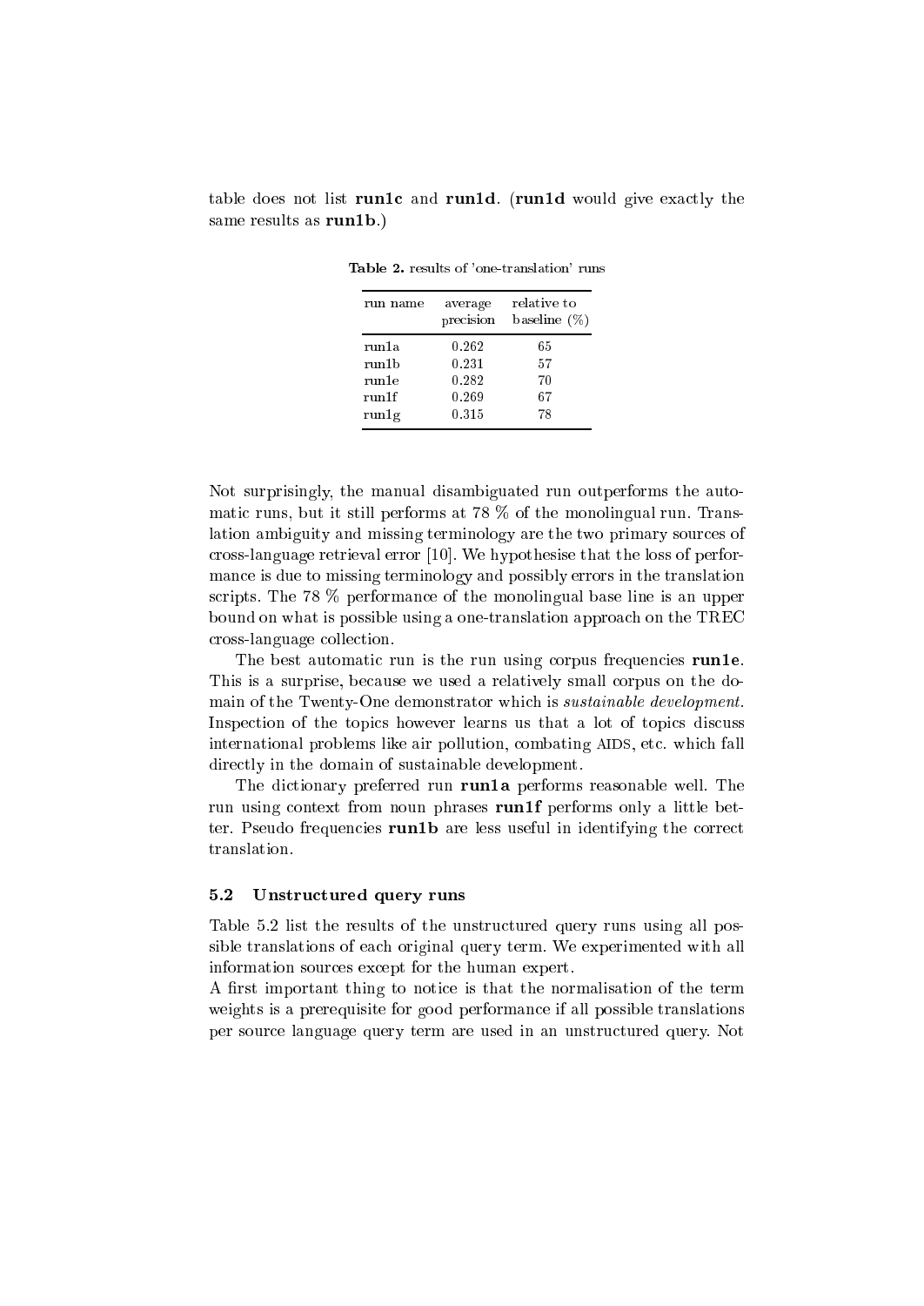table does not list **run1c** and **run1d**. (**run1d** would give exactly the same results as **run1b**.)

**Table 2.** results of 'one-translation' runs

| run name | average precision | relative to baseline (%) |
|---|---|---|
| run1a | 0.262 | 65 |
| run1b | 0.231 | 57 |
| run1e | 0.282 | 70 |
| run1f | 0.269 | 67 |
| run1g | 0.315 | 78 |

Not surprisingly, the manual disambiguated run outperforms the automatic runs, but it still performs at 78 % of the monolingual run. Translation ambiguity and missing terminology are the two primary sources of cross-language retrieval error [10]. We hypothesise that the loss of performance is due to missing terminology and possibly errors in the translation scripts. The 78 % performance of the monolingual base line is an upper bound on what is possible using a one-translation approach on the TREC cross-language collection.

The best automatic run is the run using corpus frequencies **run1e**. This is a surprise, because we used a relatively small corpus on the domain of the Twenty-One demonstrator which is *sustainable development*. Inspection of the topics however learns us that a lot of topics discuss international problems like air pollution, combating AIDS, etc. which fall directly in the domain of sustainable development.

The dictionary preferred run **run1a** performs reasonable well. The run using context from noun phrases **run1f** performs only a little better. Pseudo frequencies **run1b** are less useful in identifying the correct translation.

### 5.2 Unstructured query runs

Table 5.2 list the results of the unstructured query runs using all possible translations of each original query term. We experimented with all information sources except for the human expert.

A first important thing to notice is that the normalisation of the term weights is a prerequisite for good performance if all possible translations per source language query term are used in an unstructured query. Not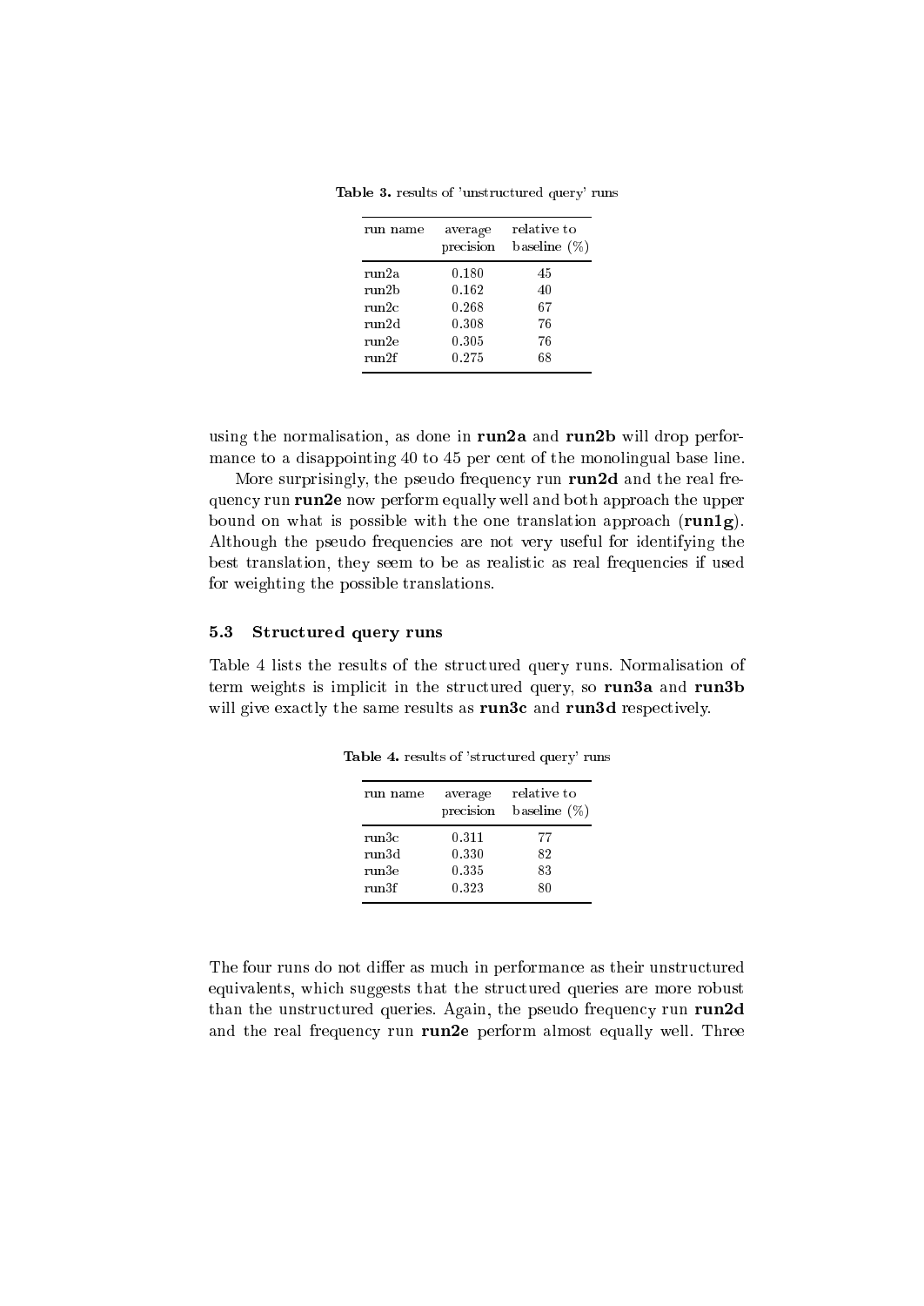**Table 3.** results of 'unstructured query' runs

| run name | average precision | relative to baseline (%) |
|---|---|---|
| run2a | 0.180 | 45 |
| run2b | 0.162 | 40 |
| run2c | 0.268 | 67 |
| run2d | 0.308 | 76 |
| run2e | 0.305 | 76 |
| run2f | 0.275 | 68 |

using the normalisation, as done in **run2a** and **run2b** will drop performance to a disappointing 40 to 45 per cent of the monolingual base line.

More surprisingly, the pseudo frequency run **run2d** and the real frequency run **run2e** now perform equally well and both approach the upper bound on what is possible with the one translation approach (**run1g**). Although the pseudo frequencies are not very useful for identifying the best translation, they seem to be as realistic as real frequencies if used for weighting the possible translations.

### 5.3 Structured query runs

Table 4 lists the results of the structured query runs. Normalisation of term weights is implicit in the structured query, so **run3a** and **run3b** will give exactly the same results as **run3c** and **run3d** respectively.

**Table 4.** results of 'structured query' runs

| run name | average precision | relative to baseline (%) |
|---|---|---|
| run3c | 0.311 | 77 |
| run3d | 0.330 | 82 |
| run3e | 0.335 | 83 |
| run3f | 0.323 | 80 |

The four runs do not differ as much in performance as their unstructured equivalents, which suggests that the structured queries are more robust than the unstructured queries. Again, the pseudo frequency run **run2d** and the real frequency run **run2e** perform almost equally well. Three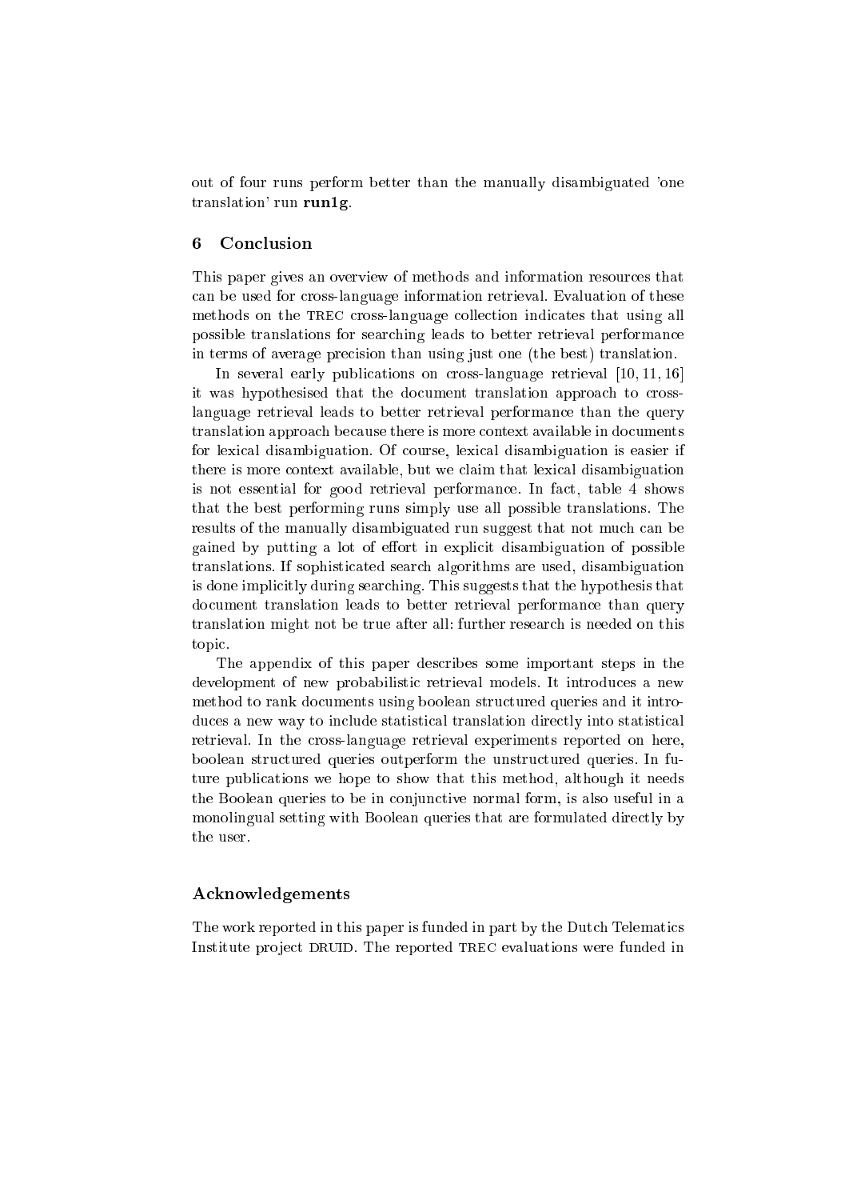out of four runs perform better than the manually disambiguated 'one translation' run **run1g**.

## 6 Conclusion

This paper gives an overview of methods and information resources that can be used for cross-language information retrieval. Evaluation of these methods on the TREC cross-language collection indicates that using all possible translations for searching leads to better retrieval performance in terms of average precision than using just one (the best) translation.

In several early publications on cross-language retrieval [10, 11, 16] it was hypothesised that the document translation approach to cross-language retrieval leads to better retrieval performance than the query translation approach because there is more context available in documents for lexical disambiguation. Of course, lexical disambiguation is easier if there is more context available, but we claim that lexical disambiguation is not essential for good retrieval performance. In fact, table 4 shows that the best performing runs simply use all possible translations. The results of the manually disambiguated run suggest that not much can be gained by putting a lot of effort in explicit disambiguation of possible translations. If sophisticated search algorithms are used, disambiguation is done implicitly during searching. This suggests that the hypothesis that document translation leads to better retrieval performance than query translation might not be true after all: further research is needed on this topic.

The appendix of this paper describes some important steps in the development of new probabilistic retrieval models. It introduces a new method to rank documents using boolean structured queries and it introduces a new way to include statistical translation directly into statistical retrieval. In the cross-language retrieval experiments reported on here, boolean structured queries outperform the unstructured queries. In future publications we hope to show that this method, although it needs the Boolean queries to be in conjunctive normal form, is also useful in a monolingual setting with Boolean queries that are formulated directly by the user.

## Acknowledgements

The work reported in this paper is funded in part by the Dutch Telematics Institute project DRUID. The reported TREC evaluations were funded in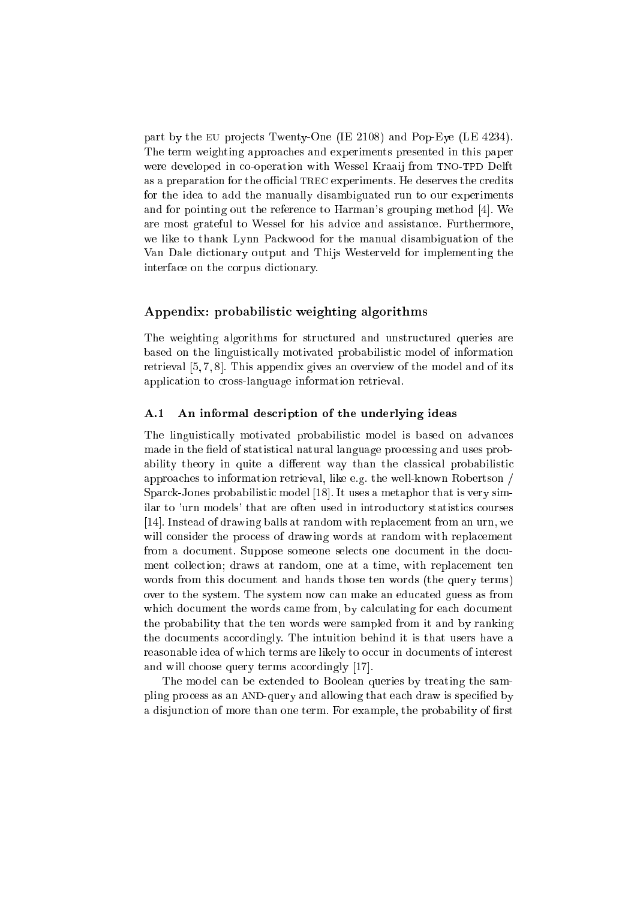part by the EU projects Twenty-One (IE 2108) and Pop-Eye (LE 4234). The term weighting approaches and experiments presented in this paper were developed in co-operation with Wessel Kraaij from TNO-TPD Delft as a preparation for the official TREC experiments. He deserves the credits for the idea to add the manually disambiguated run to our experiments and for pointing out the reference to Harman's grouping method [4]. We are most grateful to Wessel for his advice and assistance. Furthermore, we like to thank Lynn Packwood for the manual disambiguation of the Van Dale dictionary output and Thijs Westerveld for implementing the interface on the corpus dictionary.

## Appendix: probabilistic weighting algorithms

The weighting algorithms for structured and unstructured queries are based on the linguistically motivated probabilistic model of information retrieval [5, 7, 8]. This appendix gives an overview of the model and of its application to cross-language information retrieval.

### A.1 An informal description of the underlying ideas

The linguistically motivated probabilistic model is based on advances made in the field of statistical natural language processing and uses probability theory in quite a different way than the classical probabilistic approaches to information retrieval, like e.g. the well-known Robertson / Sparck-Jones probabilistic model [18]. It uses a metaphor that is very similar to 'urn models' that are often used in introductory statistics courses [14]. Instead of drawing balls at random with replacement from an urn, we will consider the process of drawing words at random with replacement from a document. Suppose someone selects one document in the document collection; draws at random, one at a time, with replacement ten words from this document and hands those ten words (the query terms) over to the system. The system now can make an educated guess as from which document the words came from, by calculating for each document the probability that the ten words were sampled from it and by ranking the documents accordingly. The intuition behind it is that users have a reasonable idea of which terms are likely to occur in documents of interest and will choose query terms accordingly [17].

The model can be extended to Boolean queries by treating the sampling process as an AND-query and allowing that each draw is specified by a disjunction of more than one term. For example, the probability of first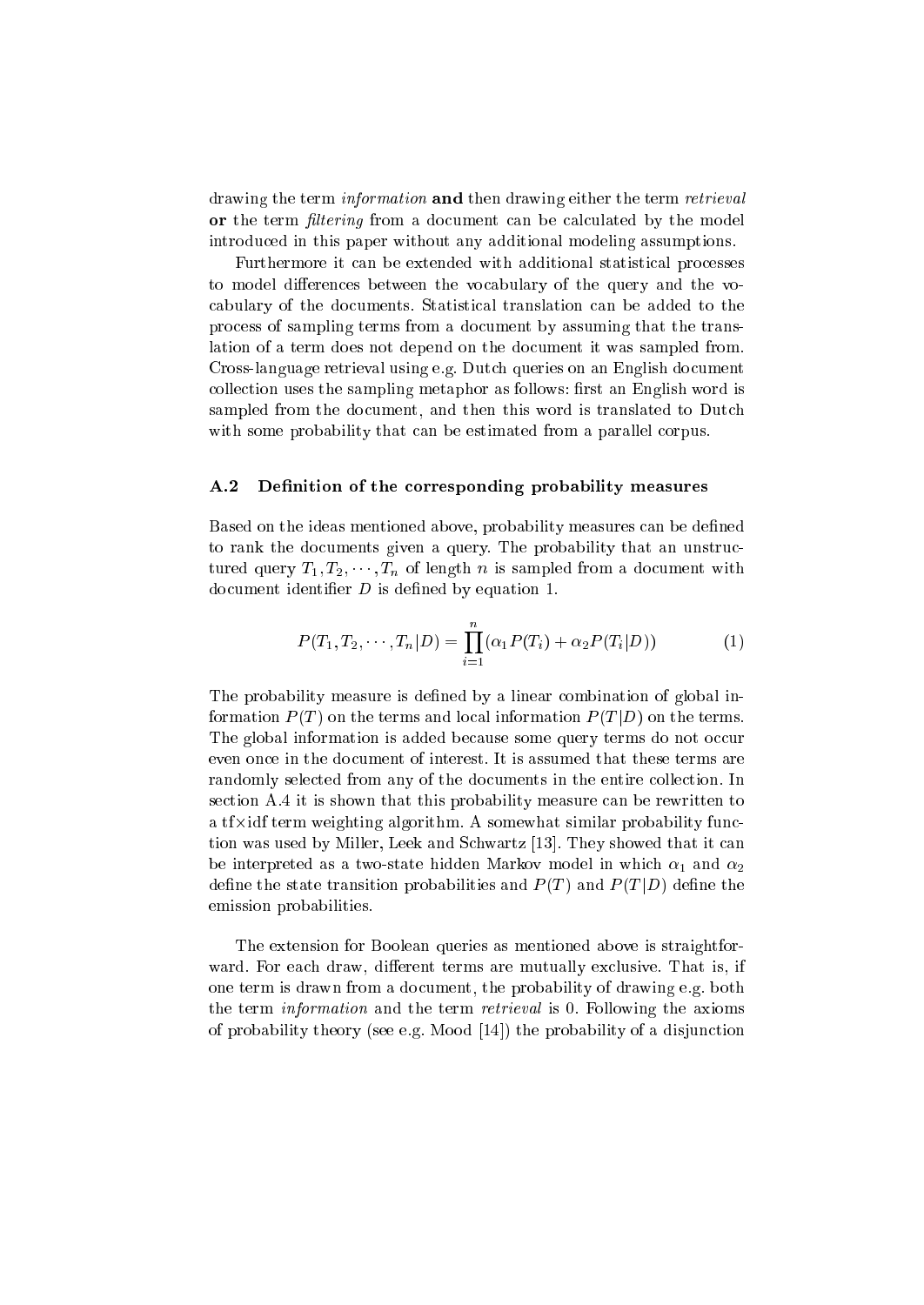drawing the term *information* **and** then drawing either the term *retrieval* **or** the term *filtering* from a document can be calculated by the model introduced in this paper without any additional modeling assumptions.

Furthermore it can be extended with additional statistical processes to model differences between the vocabulary of the query and the vocabulary of the documents. Statistical translation can be added to the process of sampling terms from a document by assuming that the translation of a term does not depend on the document it was sampled from. Cross-language retrieval using e.g. Dutch queries on an English document collection uses the sampling metaphor as follows: first an English word is sampled from the document, and then this word is translated to Dutch with some probability that can be estimated from a parallel corpus.

### A.2 Definition of the corresponding probability measures

Based on the ideas mentioned above, probability measures can be defined to rank the documents given a query. The probability that an unstructured query $T_1, T_2, \cdots, T_n$ of length $n$ is sampled from a document with document identifier $D$ is defined by equation 1.

$$P(T_1, T_2, \cdots, T_n | D) = \prod_{i=1}^{n} (\alpha_1 P(T_i) + \alpha_2 P(T_i | D)) \tag{1}$$

The probability measure is defined by a linear combination of global information $P(T)$ on the terms and local information $P(T|D)$ on the terms. The global information is added because some query terms do not occur even once in the document of interest. It is assumed that these terms are randomly selected from any of the documents in the entire collection. In section A.4 it is shown that this probability measure can be rewritten to a tf$\times$idf term weighting algorithm. A somewhat similar probability function was used by Miller, Leek and Schwartz [13]. They showed that it can be interpreted as a two-state hidden Markov model in which $\alpha_1$ and $\alpha_2$ define the state transition probabilities and $P(T)$ and $P(T|D)$ define the emission probabilities.

The extension for Boolean queries as mentioned above is straightforward. For each draw, different terms are mutually exclusive. That is, if one term is drawn from a document, the probability of drawing e.g. both the term *information* and the term *retrieval* is 0. Following the axioms of probability theory (see e.g. Mood [14]) the probability of a disjunction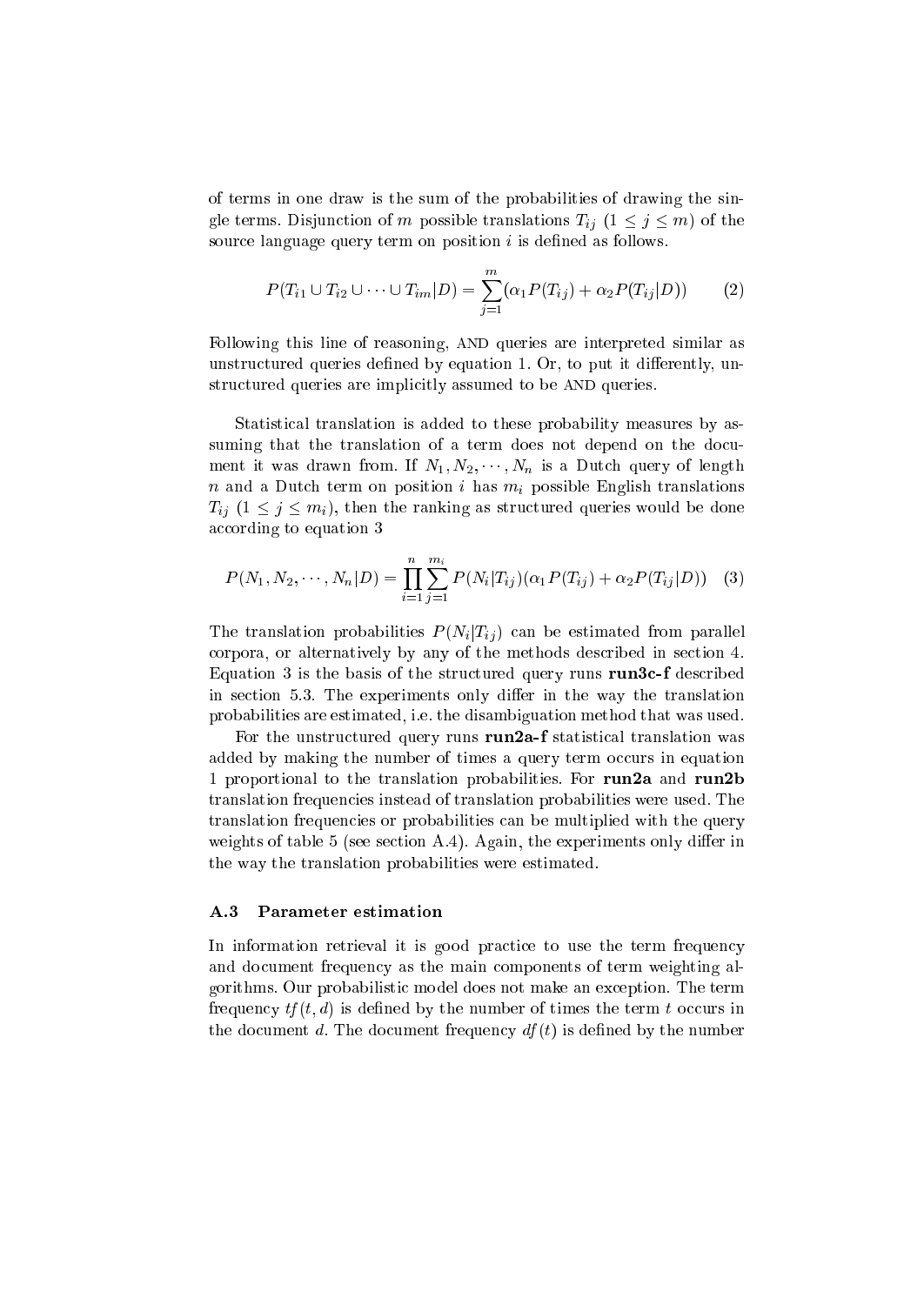of terms in one draw is the sum of the probabilities of drawing the single terms. Disjunction of $m$ possible translations $T_{ij}$ $(1 \leq j \leq m)$ of the source language query term on position $i$ is defined as follows.

$$P(T_{i1} \cup T_{i2} \cup \cdots \cup T_{im}|D) = \sum_{j=1}^{m}(\alpha_1 P(T_{ij}) + \alpha_2 P(T_{ij}|D)) \qquad (2)$$

Following this line of reasoning, AND queries are interpreted similar as unstructured queries defined by equation 1. Or, to put it differently, unstructured queries are implicitly assumed to be AND queries.

Statistical translation is added to these probability measures by assuming that the translation of a term does not depend on the document it was drawn from. If $N_1, N_2, \cdots, N_n$ is a Dutch query of length $n$ and a Dutch term on position $i$ has $m_i$ possible English translations $T_{ij}$ $(1 \leq j \leq m_i)$, then the ranking as structured queries would be done according to equation 3

$$P(N_1, N_2, \cdots, N_n|D) = \prod_{i=1}^{n}\sum_{j=1}^{m_i} P(N_i|T_{ij})(\alpha_1 P(T_{ij}) + \alpha_2 P(T_{ij}|D)) \quad (3)$$

The translation probabilities $P(N_i|T_{ij})$ can be estimated from parallel corpora, or alternatively by any of the methods described in section 4. Equation 3 is the basis of the structured query runs **run3c-f** described in section 5.3. The experiments only differ in the way the translation probabilities are estimated, i.e. the disambiguation method that was used.

For the unstructured query runs **run2a-f** statistical translation was added by making the number of times a query term occurs in equation 1 proportional to the translation probabilities. For **run2a** and **run2b** translation frequencies instead of translation probabilities were used. The translation frequencies or probabilities can be multiplied with the query weights of table 5 (see section A.4). Again, the experiments only differ in the way the translation probabilities were estimated.

### A.3 Parameter estimation

In information retrieval it is good practice to use the term frequency and document frequency as the main components of term weighting algorithms. Our probabilistic model does not make an exception. The term frequency $tf(t, d)$ is defined by the number of times the term $t$ occurs in the document $d$. The document frequency $df(t)$ is defined by the number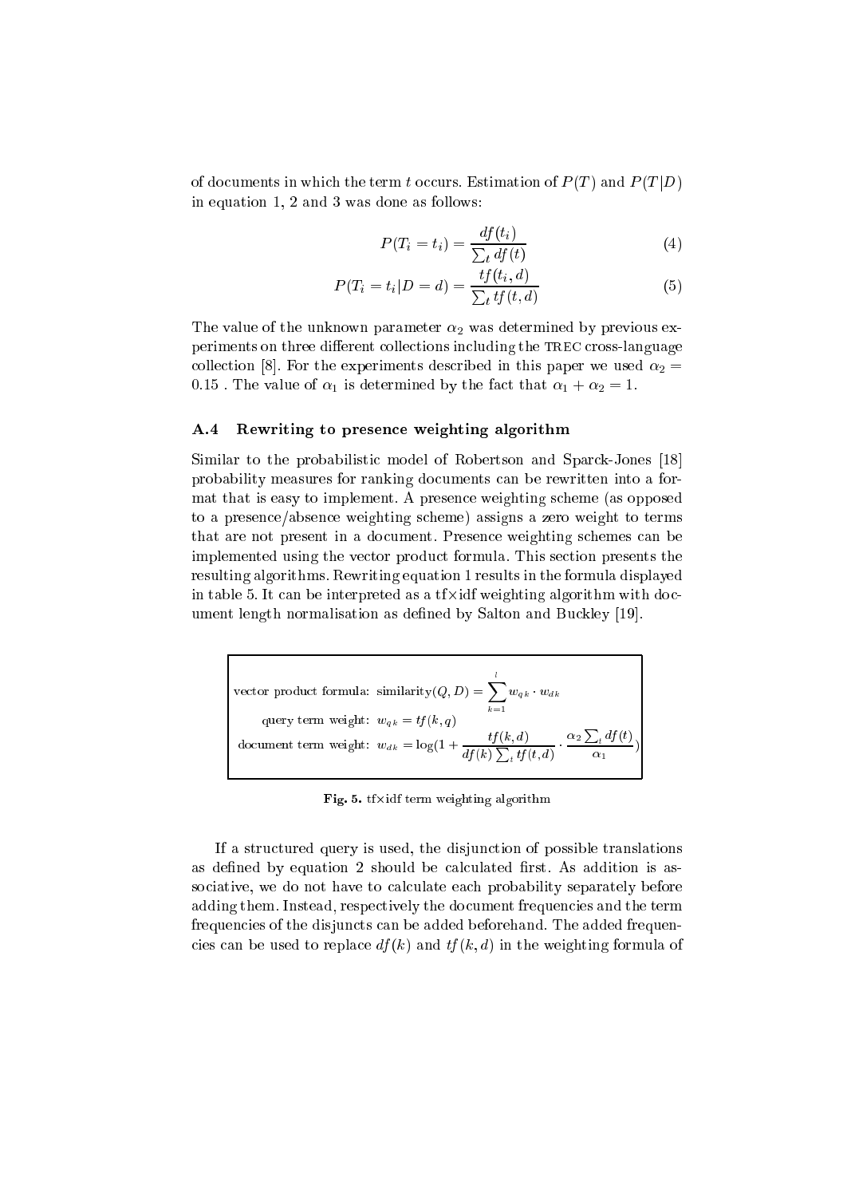of documents in which the term $t$ occurs. Estimation of $P(T)$ and $P(T|D)$ in equation 1, 2 and 3 was done as follows:

$$P(T_i = t_i) = \frac{df(t_i)}{\sum_t df(t)} \tag{4}$$

$$P(T_i = t_i | D = d) = \frac{tf(t_i, d)}{\sum_t tf(t, d)} \tag{5}$$

The value of the unknown parameter $\alpha_2$ was determined by previous experiments on three different collections including the TREC cross-language collection [8]. For the experiments described in this paper we used $\alpha_2 = 0.15$ . The value of $\alpha_1$ is determined by the fact that $\alpha_1 + \alpha_2 = 1$.

### A.4 Rewriting to presence weighting algorithm

Similar to the probabilistic model of Robertson and Sparck-Jones [18] probability measures for ranking documents can be rewritten into a format that is easy to implement. A presence weighting scheme (as opposed to a presence/absence weighting scheme) assigns a zero weight to terms that are not present in a document. Presence weighting schemes can be implemented using the vector product formula. This section presents the resulting algorithms. Rewriting equation 1 results in the formula displayed in table 5. It can be interpreted as a tf×idf weighting algorithm with document length normalisation as defined by Salton and Buckley [19].

vector product formula: $\text{similarity}(Q, D) = \sum_{k=1}^{l} w_{qk} \cdot w_{dk}$

query term weight: $w_{qk} = tf(k, q)$

document term weight: $w_{dk} = \log(1 + \frac{tf(k, d)}{df(k) \sum_t tf(t, d)} \cdot \frac{\alpha_2 \sum_t df(t)}{\alpha_1})$

**Fig. 5.** tf×idf term weighting algorithm

If a structured query is used, the disjunction of possible translations as defined by equation 2 should be calculated first. As addition is associative, we do not have to calculate each probability separately before adding them. Instead, respectively the document frequencies and the term frequencies of the disjuncts can be added beforehand. The added frequencies can be used to replace $df(k)$ and $tf(k, d)$ in the weighting formula of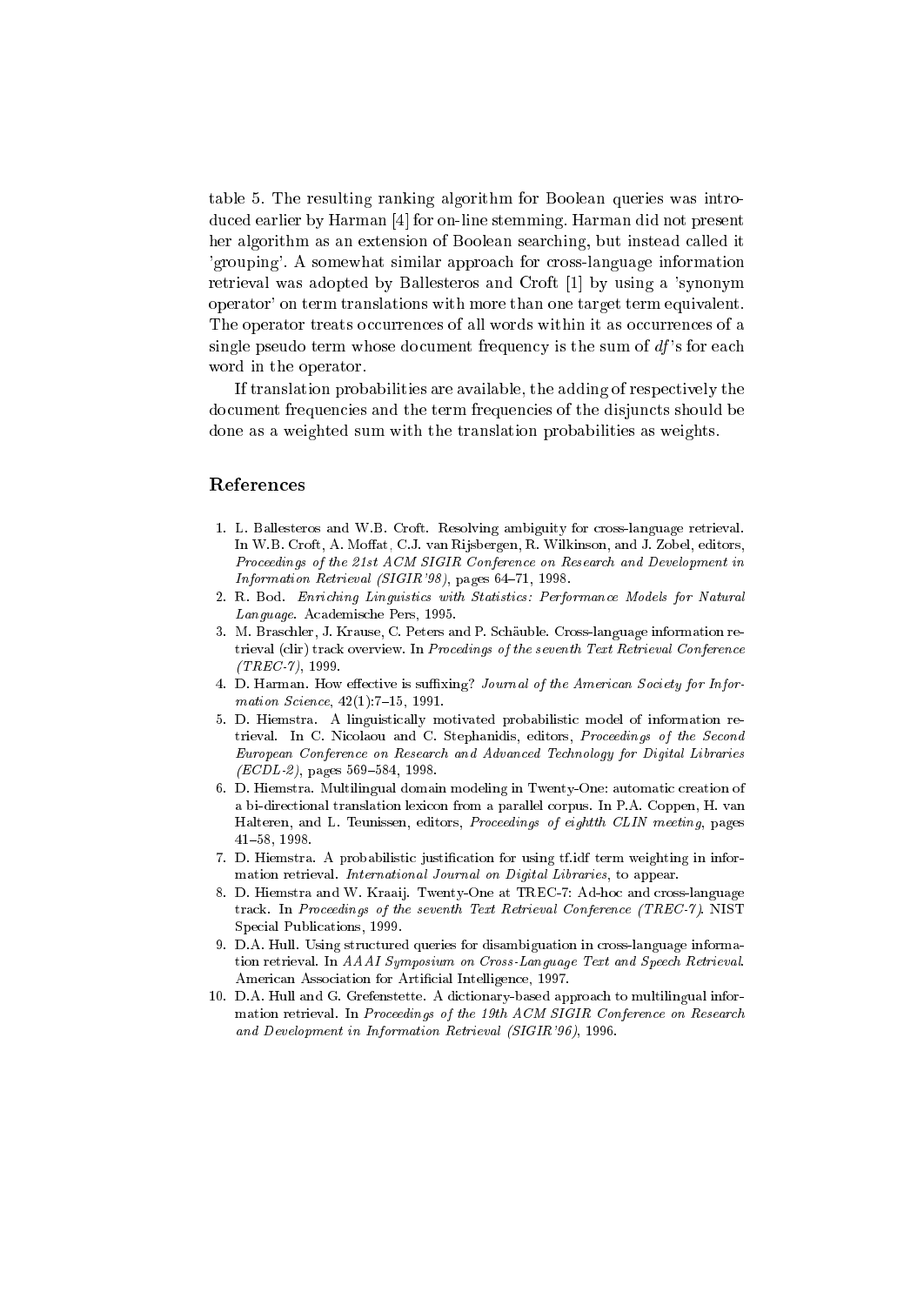table 5. The resulting ranking algorithm for Boolean queries was introduced earlier by Harman [4] for on-line stemming. Harman did not present her algorithm as an extension of Boolean searching, but instead called it 'grouping'. A somewhat similar approach for cross-language information retrieval was adopted by Ballesteros and Croft [1] by using a 'synonym operator' on term translations with more than one target term equivalent. The operator treats occurrences of all words within it as occurrences of a single pseudo term whose document frequency is the sum of *df*'s for each word in the operator.

If translation probabilities are available, the adding of respectively the document frequencies and the term frequencies of the disjuncts should be done as a weighted sum with the translation probabilities as weights.

## References

1. L. Ballesteros and W.B. Croft. Resolving ambiguity for cross-language retrieval. In W.B. Croft, A. Moffat, C.J. van Rijsbergen, R. Wilkinson, and J. Zobel, editors, *Proceedings of the 21st ACM SIGIR Conference on Research and Development in Information Retrieval (SIGIR'98)*, pages 64–71, 1998.
2. R. Bod. *Enriching Linguistics with Statistics: Performance Models for Natural Language*. Academische Pers, 1995.
3. M. Braschler, J. Krause, C. Peters and P. Schäuble. Cross-language information retrieval (clir) track overview. In *Procedings of the seventh Text Retrieval Conference (TREC-7)*, 1999.
4. D. Harman. How effective is suffixing? *Journal of the American Society for Information Science*, 42(1):7–15, 1991.
5. D. Hiemstra. A linguistically motivated probabilistic model of information retrieval. In C. Nicolaou and C. Stephanidis, editors, *Proceedings of the Second European Conference on Research and Advanced Technology for Digital Libraries (ECDL-2)*, pages 569–584, 1998.
6. D. Hiemstra. Multilingual domain modeling in Twenty-One: automatic creation of a bi-directional translation lexicon from a parallel corpus. In P.A. Coppen, H. van Halteren, and L. Teunissen, editors, *Proceedings of eightth CLIN meeting*, pages 41–58, 1998.
7. D. Hiemstra. A probabilistic justification for using tf.idf term weighting in information retrieval. *International Journal on Digital Libraries*, to appear.
8. D. Hiemstra and W. Kraaij. Twenty-One at TREC-7: Ad-hoc and cross-language track. In *Proceedings of the seventh Text Retrieval Conference (TREC-7)*. NIST Special Publications, 1999.
9. D.A. Hull. Using structured queries for disambiguation in cross-language information retrieval. In *AAAI Symposium on Cross-Language Text and Speech Retrieval*. American Association for Artificial Intelligence, 1997.
10. D.A. Hull and G. Grefenstette. A dictionary-based approach to multilingual information retrieval. In *Proceedings of the 19th ACM SIGIR Conference on Research and Development in Information Retrieval (SIGIR'96)*, 1996.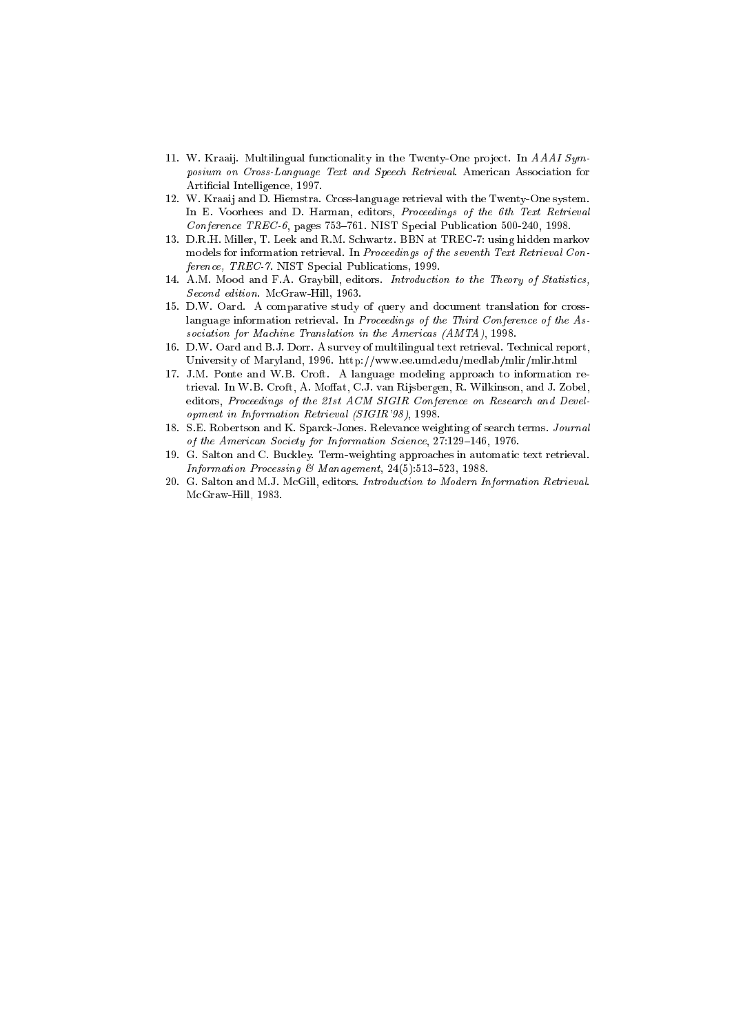11. W. Kraaij. Multilingual functionality in the Twenty-One project. In *AAAI Symposium on Cross-Language Text and Speech Retrieval*. American Association for Artificial Intelligence, 1997.
12. W. Kraaij and D. Hiemstra. Cross-language retrieval with the Twenty-One system. In E. Voorhees and D. Harman, editors, *Proceedings of the 6th Text Retrieval Conference TREC-6*, pages 753–761. NIST Special Publication 500-240, 1998.
13. D.R.H. Miller, T. Leek and R.M. Schwartz. BBN at TREC-7: using hidden markov models for information retrieval. In *Proceedings of the seventh Text Retrieval Conference, TREC-7*. NIST Special Publications, 1999.
14. A.M. Mood and F.A. Graybill, editors. *Introduction to the Theory of Statistics, Second edition*. McGraw-Hill, 1963.
15. D.W. Oard. A comparative study of query and document translation for cross-language information retrieval. In *Proceedings of the Third Conference of the Association for Machine Translation in the Americas (AMTA)*, 1998.
16. D.W. Oard and B.J. Dorr. A survey of multilingual text retrieval. Technical report, University of Maryland, 1996. http://www.ee.umd.edu/medlab/mlir/mlir.html
17. J.M. Ponte and W.B. Croft. A language modeling approach to information retrieval. In W.B. Croft, A. Moffat, C.J. van Rijsbergen, R. Wilkinson, and J. Zobel, editors, *Proceedings of the 21st ACM SIGIR Conference on Research and Development in Information Retrieval (SIGIR'98)*, 1998.
18. S.E. Robertson and K. Sparck-Jones. Relevance weighting of search terms. *Journal of the American Society for Information Science*, 27:129–146, 1976.
19. G. Salton and C. Buckley. Term-weighting approaches in automatic text retrieval. *Information Processing & Management*, 24(5):513–523, 1988.
20. G. Salton and M.J. McGill, editors. *Introduction to Modern Information Retrieval*. McGraw-Hill, 1983.